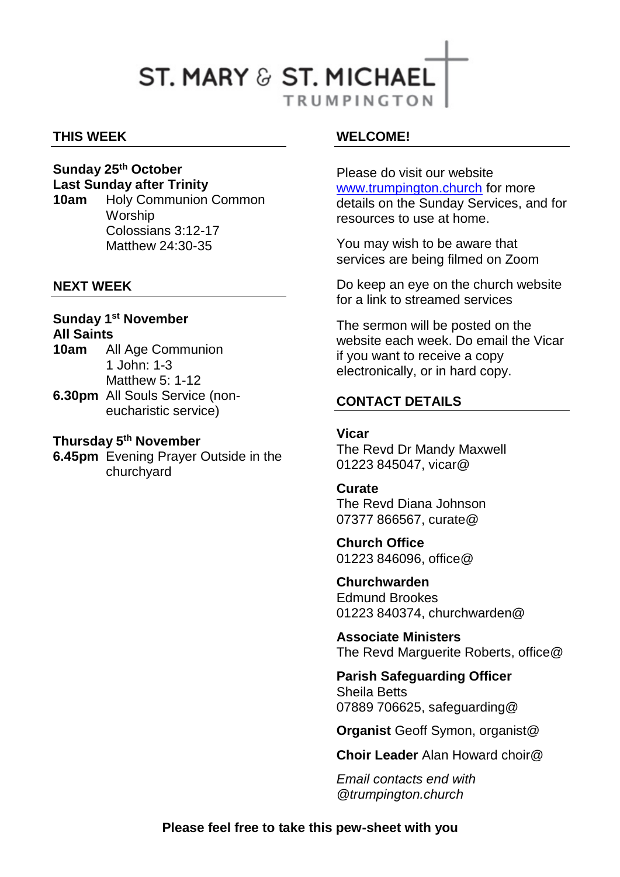# ST. MARY & ST. MICHAEL

TRUMPINGTON

## THIS WEEK

**Sunday 25th October**
**Last Sunday after Trinity**

**10am** Holy Communion Common Worship
Colossians 3:12-17
Matthew 24:30-35

## NEXT WEEK

**Sunday 1st November**
**All Saints**

**10am** All Age Communion
1 John: 1-3
Matthew 5: 1-12

**6.30pm** All Souls Service (non-eucharistic service)

**Thursday 5th November**

**6.45pm** Evening Prayer Outside in the churchyard

## WELCOME!

Please do visit our website www.trumpington.church for more details on the Sunday Services, and for resources to use at home.

You may wish to be aware that services are being filmed on Zoom

Do keep an eye on the church website for a link to streamed services

The sermon will be posted on the website each week. Do email the Vicar if you want to receive a copy electronically, or in hard copy.

## CONTACT DETAILS

**Vicar**
The Revd Dr Mandy Maxwell
01223 845047, vicar@

**Curate**
The Revd Diana Johnson
07377 866567, curate@

**Church Office**
01223 846096, office@

**Churchwarden**
Edmund Brookes
01223 840374, churchwarden@

**Associate Ministers**
The Revd Marguerite Roberts, office@

**Parish Safeguarding Officer**
Sheila Betts
07889 706625, safeguarding@

**Organist** Geoff Symon, organist@

**Choir Leader** Alan Howard choir@

*Email contacts end with @trumpington.church*

**Please feel free to take this pew-sheet with you**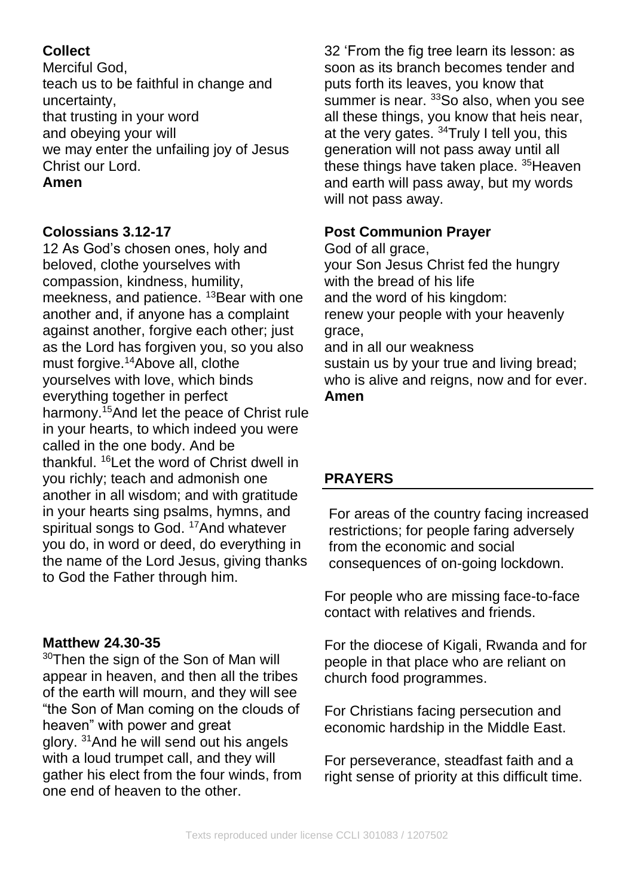**Collect**

Merciful God,
teach us to be faithful in change and uncertainty,
that trusting in your word
and obeying your will
we may enter the unfailing joy of Jesus Christ our Lord.
**Amen**

**Colossians 3.12-17**

12 As God's chosen ones, holy and beloved, clothe yourselves with compassion, kindness, humility, meekness, and patience. 13Bear with one another and, if anyone has a complaint against another, forgive each other; just as the Lord has forgiven you, so you also must forgive.14Above all, clothe yourselves with love, which binds everything together in perfect harmony.15And let the peace of Christ rule in your hearts, to which indeed you were called in the one body. And be thankful. 16Let the word of Christ dwell in you richly; teach and admonish one another in all wisdom; and with gratitude in your hearts sing psalms, hymns, and spiritual songs to God. 17And whatever you do, in word or deed, do everything in the name of the Lord Jesus, giving thanks to God the Father through him.

**Matthew 24.30-35**

30Then the sign of the Son of Man will appear in heaven, and then all the tribes of the earth will mourn, and they will see "the Son of Man coming on the clouds of heaven" with power and great glory. 31And he will send out his angels with a loud trumpet call, and they will gather his elect from the four winds, from one end of heaven to the other.

32 'From the fig tree learn its lesson: as soon as its branch becomes tender and puts forth its leaves, you know that summer is near. 33So also, when you see all these things, you know that heis near, at the very gates. 34Truly I tell you, this generation will not pass away until all these things have taken place. 35Heaven and earth will pass away, but my words will not pass away.

**Post Communion Prayer**

God of all grace,
your Son Jesus Christ fed the hungry
with the bread of his life
and the word of his kingdom:
renew your people with your heavenly grace,
and in all our weakness
sustain us by your true and living bread;
who is alive and reigns, now and for ever.
**Amen**

## PRAYERS

For areas of the country facing increased restrictions; for people faring adversely from the economic and social consequences of on-going lockdown.

For people who are missing face-to-face contact with relatives and friends.

For the diocese of Kigali, Rwanda and for people in that place who are reliant on church food programmes.

For Christians facing persecution and economic hardship in the Middle East.

For perseverance, steadfast faith and a right sense of priority at this difficult time.

Texts reproduced under license CCLI 301083 / 1207502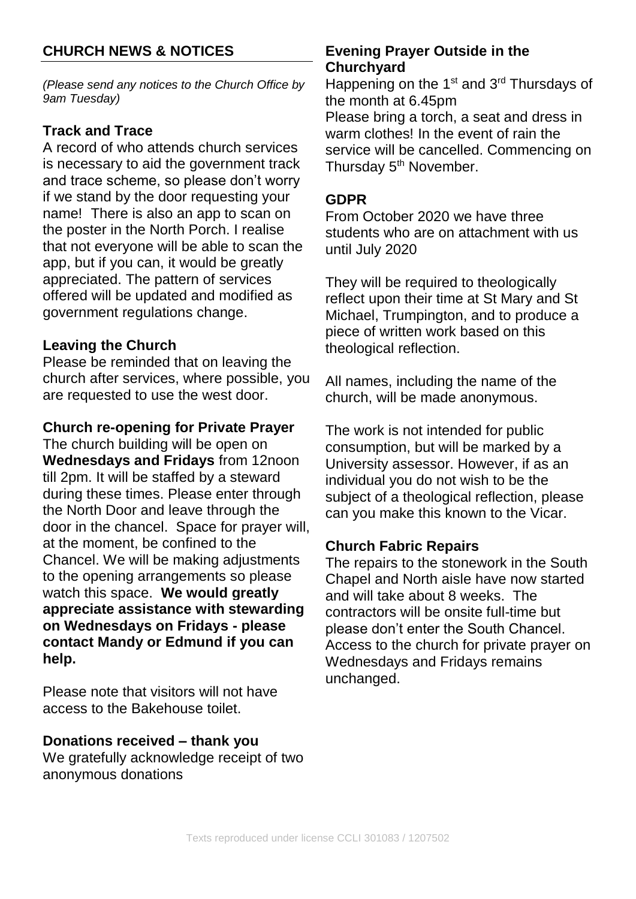## CHURCH NEWS & NOTICES

*(Please send any notices to the Church Office by 9am Tuesday)*

### Track and Trace

A record of who attends church services is necessary to aid the government track and trace scheme, so please don't worry if we stand by the door requesting your name! There is also an app to scan on the poster in the North Porch. I realise that not everyone will be able to scan the app, but if you can, it would be greatly appreciated. The pattern of services offered will be updated and modified as government regulations change.

### Leaving the Church

Please be reminded that on leaving the church after services, where possible, you are requested to use the west door.

### Church re-opening for Private Prayer

The church building will be open on **Wednesdays and Fridays** from 12noon till 2pm. It will be staffed by a steward during these times. Please enter through the North Door and leave through the door in the chancel. Space for prayer will, at the moment, be confined to the Chancel. We will be making adjustments to the opening arrangements so please watch this space. **We would greatly appreciate assistance with stewarding on Wednesdays on Fridays - please contact Mandy or Edmund if you can help.**

Please note that visitors will not have access to the Bakehouse toilet.

### Donations received – thank you

We gratefully acknowledge receipt of two anonymous donations

### Evening Prayer Outside in the Churchyard

Happening on the 1st and 3rd Thursdays of the month at 6.45pm
Please bring a torch, a seat and dress in warm clothes! In the event of rain the service will be cancelled. Commencing on Thursday 5th November.

### GDPR

From October 2020 we have three students who are on attachment with us until July 2020

They will be required to theologically reflect upon their time at St Mary and St Michael, Trumpington, and to produce a piece of written work based on this theological reflection.

All names, including the name of the church, will be made anonymous.

The work is not intended for public consumption, but will be marked by a University assessor. However, if as an individual you do not wish to be the subject of a theological reflection, please can you make this known to the Vicar.

### Church Fabric Repairs

The repairs to the stonework in the South Chapel and North aisle have now started and will take about 8 weeks. The contractors will be onsite full-time but please don't enter the South Chancel. Access to the church for private prayer on Wednesdays and Fridays remains unchanged.

Texts reproduced under license CCLI 301083 / 1207502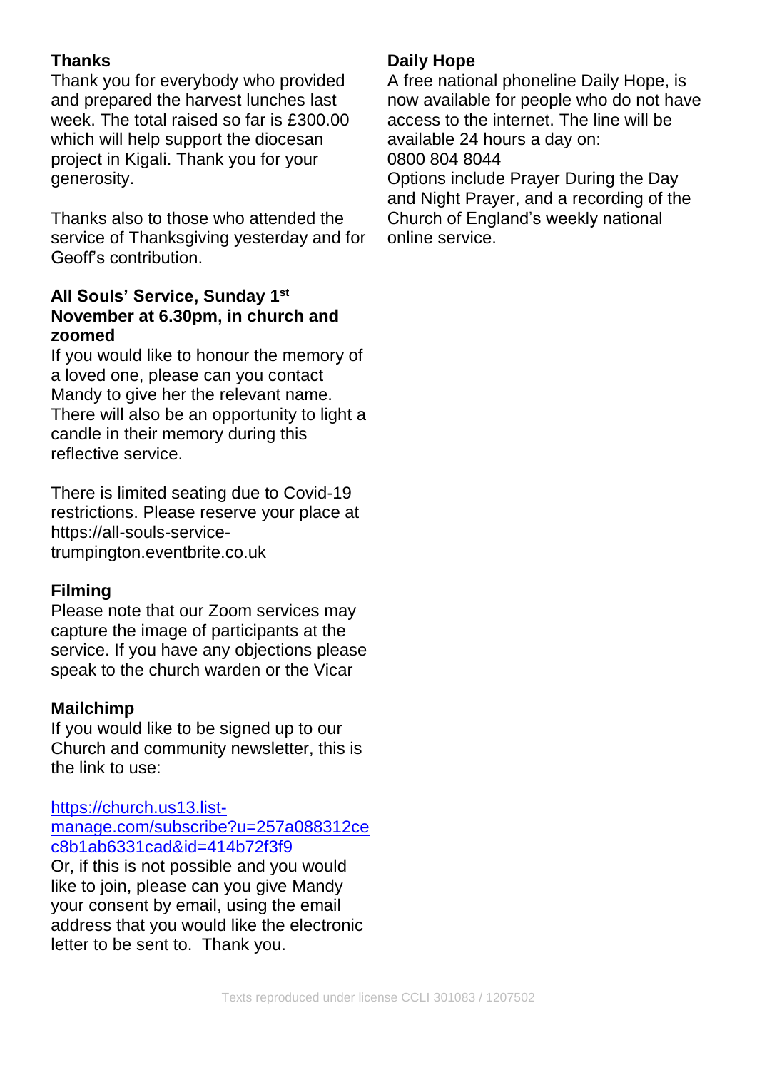## Thanks

Thank you for everybody who provided and prepared the harvest lunches last week. The total raised so far is £300.00 which will help support the diocesan project in Kigali. Thank you for your generosity.

Thanks also to those who attended the service of Thanksgiving yesterday and for Geoff's contribution.

## All Souls' Service, Sunday 1st November at 6.30pm, in church and zoomed

If you would like to honour the memory of a loved one, please can you contact Mandy to give her the relevant name. There will also be an opportunity to light a candle in their memory during this reflective service.

There is limited seating due to Covid-19 restrictions. Please reserve your place at https://all-souls-service-trumpington.eventbrite.co.uk

## Filming

Please note that our Zoom services may capture the image of participants at the service. If you have any objections please speak to the church warden or the Vicar

## Mailchimp

If you would like to be signed up to our Church and community newsletter, this is the link to use:

[https://church.us13.list-manage.com/subscribe?u=257a088312cec8b1ab6331cad&id=414b72f3f9](https://church.us13.list-manage.com/subscribe?u=257a088312cec8b1ab6331cad&id=414b72f3f9)

Or, if this is not possible and you would like to join, please can you give Mandy your consent by email, using the email address that you would like the electronic letter to be sent to. Thank you.

## Daily Hope

A free national phoneline Daily Hope, is now available for people who do not have access to the internet. The line will be available 24 hours a day on:
0800 804 8044
Options include Prayer During the Day and Night Prayer, and a recording of the Church of England's weekly national online service.

Texts reproduced under license CCLI 301083 / 1207502